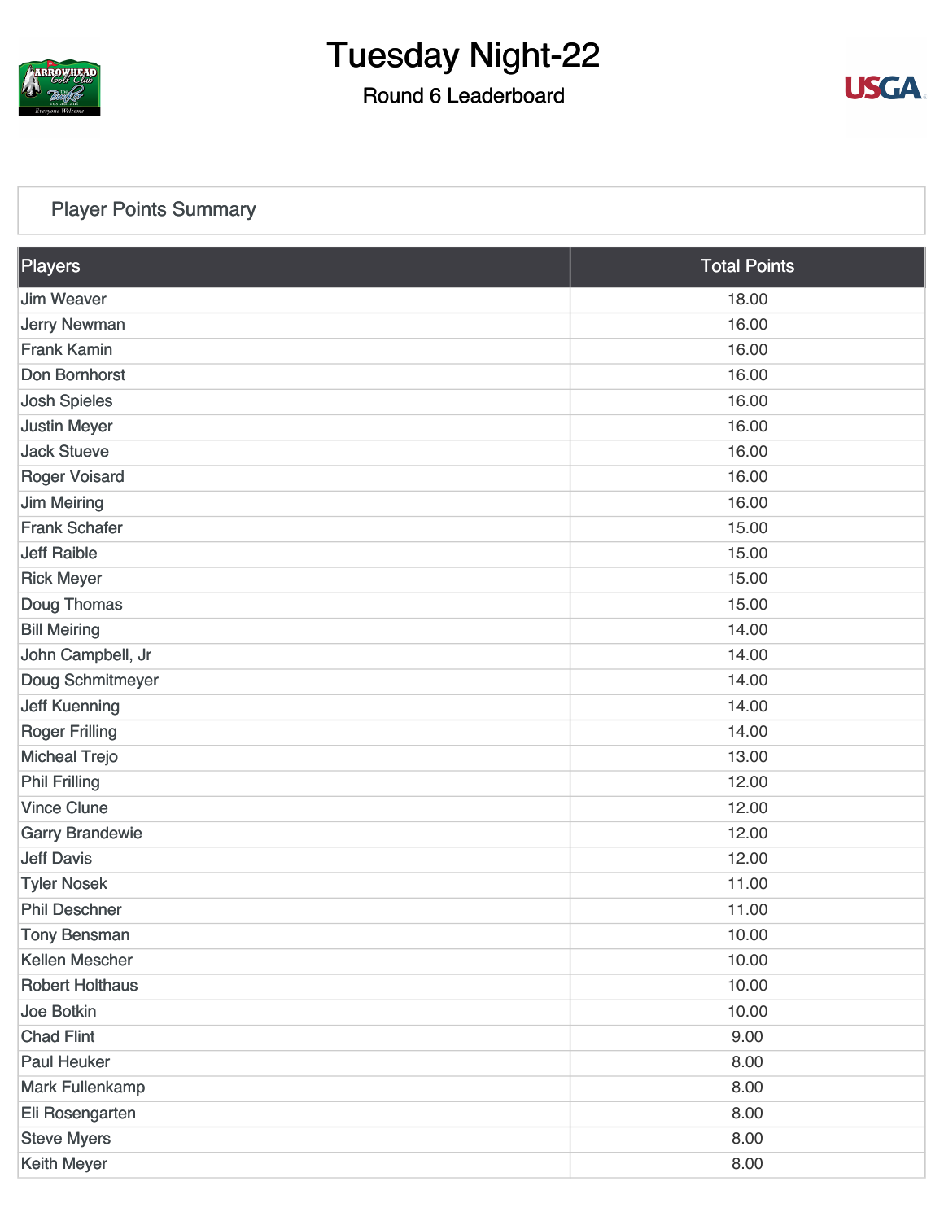# Tuesday Night-22

## Round 6 Leaderboard

### Player Points Summary

| Players | Total Points |
|---|---|
| Jim Weaver | 18.00 |
| Jerry Newman | 16.00 |
| Frank Kamin | 16.00 |
| Don Bornhorst | 16.00 |
| Josh Spieles | 16.00 |
| Justin Meyer | 16.00 |
| Jack Stueve | 16.00 |
| Roger Voisard | 16.00 |
| Jim Meiring | 16.00 |
| Frank Schafer | 15.00 |
| Jeff Raible | 15.00 |
| Rick Meyer | 15.00 |
| Doug Thomas | 15.00 |
| Bill Meiring | 14.00 |
| John Campbell, Jr | 14.00 |
| Doug Schmitmeyer | 14.00 |
| Jeff Kuenning | 14.00 |
| Roger Frilling | 14.00 |
| Micheal Trejo | 13.00 |
| Phil Frilling | 12.00 |
| Vince Clune | 12.00 |
| Garry Brandewie | 12.00 |
| Jeff Davis | 12.00 |
| Tyler Nosek | 11.00 |
| Phil Deschner | 11.00 |
| Tony Bensman | 10.00 |
| Kellen Mescher | 10.00 |
| Robert Holthaus | 10.00 |
| Joe Botkin | 10.00 |
| Chad Flint | 9.00 |
| Paul Heuker | 8.00 |
| Mark Fullenkamp | 8.00 |
| Eli Rosengarten | 8.00 |
| Steve Myers | 8.00 |
| Keith Meyer | 8.00 |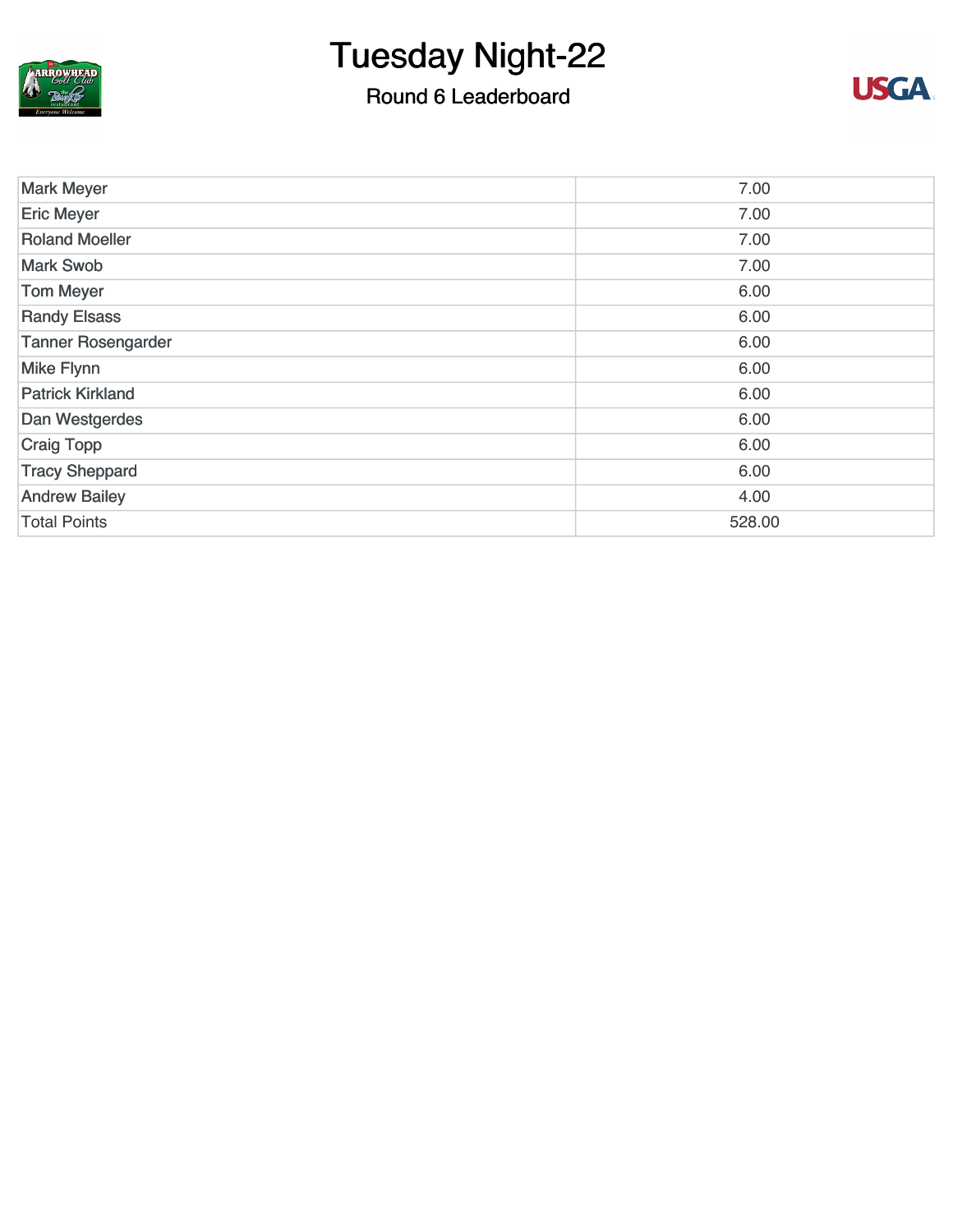# Tuesday Night-22

## Round 6 Leaderboard

| | |
|---|---|
| Mark Meyer | 7.00 |
| Eric Meyer | 7.00 |
| Roland Moeller | 7.00 |
| Mark Swob | 7.00 |
| Tom Meyer | 6.00 |
| Randy Elsass | 6.00 |
| Tanner Rosengarder | 6.00 |
| Mike Flynn | 6.00 |
| Patrick Kirkland | 6.00 |
| Dan Westgerdes | 6.00 |
| Craig Topp | 6.00 |
| Tracy Sheppard | 6.00 |
| Andrew Bailey | 4.00 |
| Total Points | 528.00 |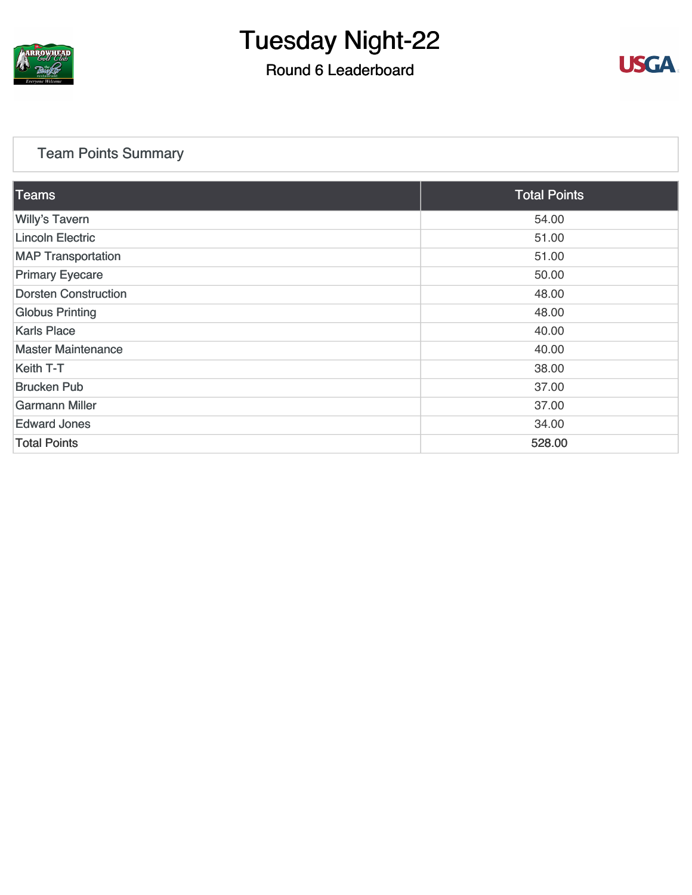# Tuesday Night-22

## Round 6 Leaderboard

### Team Points Summary

| Teams | Total Points |
|---|---|
| Willy's Tavern | 54.00 |
| Lincoln Electric | 51.00 |
| MAP Transportation | 51.00 |
| Primary Eyecare | 50.00 |
| Dorsten Construction | 48.00 |
| Globus Printing | 48.00 |
| Karls Place | 40.00 |
| Master Maintenance | 40.00 |
| Keith T-T | 38.00 |
| Brucken Pub | 37.00 |
| Garmann Miller | 37.00 |
| Edward Jones | 34.00 |
| Total Points | 528.00 |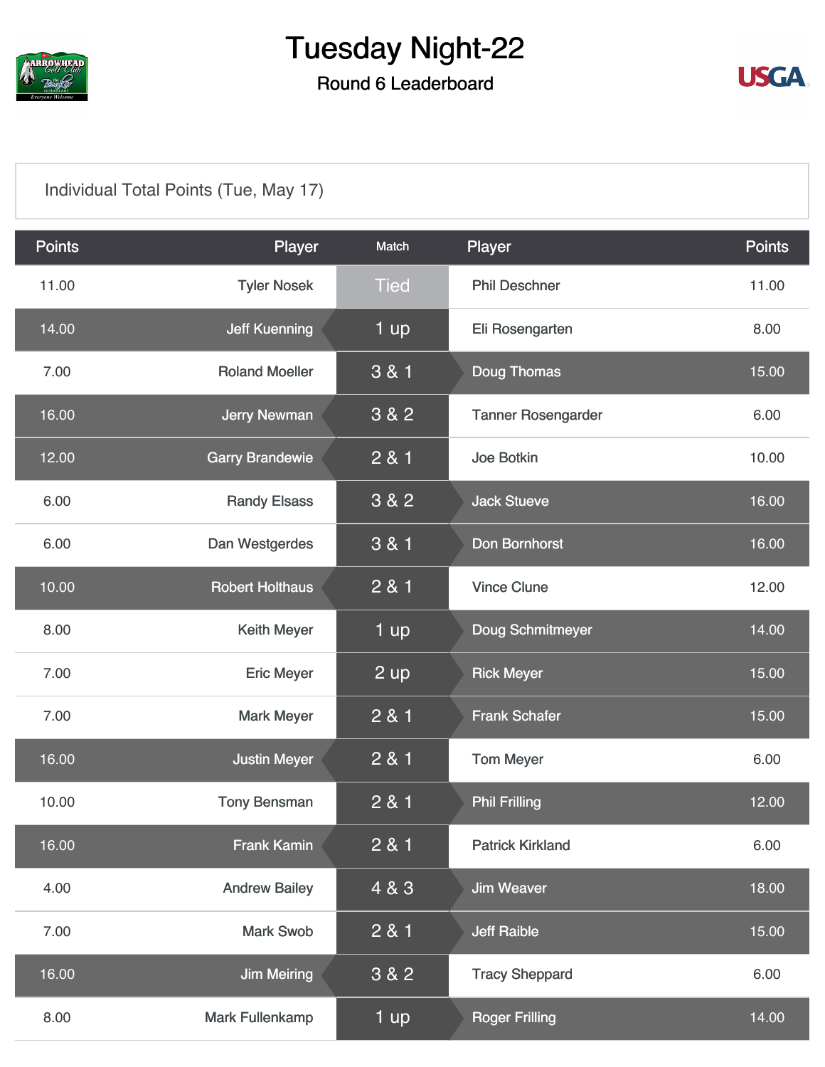# Tuesday Night-22

## Round 6 Leaderboard

Individual Total Points (Tue, May 17)

| Points | Player | Match | Player | Points |
|---|---|---|---|---|
| 11.00 | Tyler Nosek | Tied | Phil Deschner | 11.00 |
| 14.00 | Jeff Kuenning | 1 up | Eli Rosengarten | 8.00 |
| 7.00 | Roland Moeller | 3 & 1 | Doug Thomas | 15.00 |
| 16.00 | Jerry Newman | 3 & 2 | Tanner Rosengarder | 6.00 |
| 12.00 | Garry Brandewie | 2 & 1 | Joe Botkin | 10.00 |
| 6.00 | Randy Elsass | 3 & 2 | Jack Stueve | 16.00 |
| 6.00 | Dan Westgerdes | 3 & 1 | Don Bornhorst | 16.00 |
| 10.00 | Robert Holthaus | 2 & 1 | Vince Clune | 12.00 |
| 8.00 | Keith Meyer | 1 up | Doug Schmitmeyer | 14.00 |
| 7.00 | Eric Meyer | 2 up | Rick Meyer | 15.00 |
| 7.00 | Mark Meyer | 2 & 1 | Frank Schafer | 15.00 |
| 16.00 | Justin Meyer | 2 & 1 | Tom Meyer | 6.00 |
| 10.00 | Tony Bensman | 2 & 1 | Phil Frilling | 12.00 |
| 16.00 | Frank Kamin | 2 & 1 | Patrick Kirkland | 6.00 |
| 4.00 | Andrew Bailey | 4 & 3 | Jim Weaver | 18.00 |
| 7.00 | Mark Swob | 2 & 1 | Jeff Raible | 15.00 |
| 16.00 | Jim Meiring | 3 & 2 | Tracy Sheppard | 6.00 |
| 8.00 | Mark Fullenkamp | 1 up | Roger Frilling | 14.00 |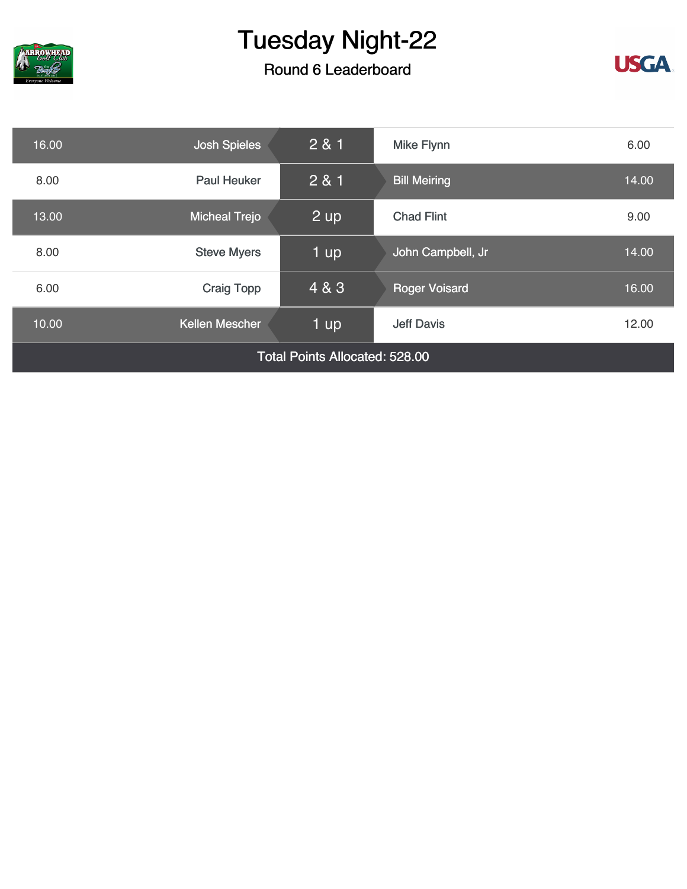# Tuesday Night-22

## Round 6 Leaderboard

| Points | Player | Result | Player | Points |
|---|---|---|---|---|
| 16.00 | Josh Spieles | 2 & 1 | Mike Flynn | 6.00 |
| 8.00 | Paul Heuker | 2 & 1 | Bill Meiring | 14.00 |
| 13.00 | Micheal Trejo | 2 up | Chad Flint | 9.00 |
| 8.00 | Steve Myers | 1 up | John Campbell, Jr | 14.00 |
| 6.00 | Craig Topp | 4 & 3 | Roger Voisard | 16.00 |
| 10.00 | Kellen Mescher | 1 up | Jeff Davis | 12.00 |

Total Points Allocated: 528.00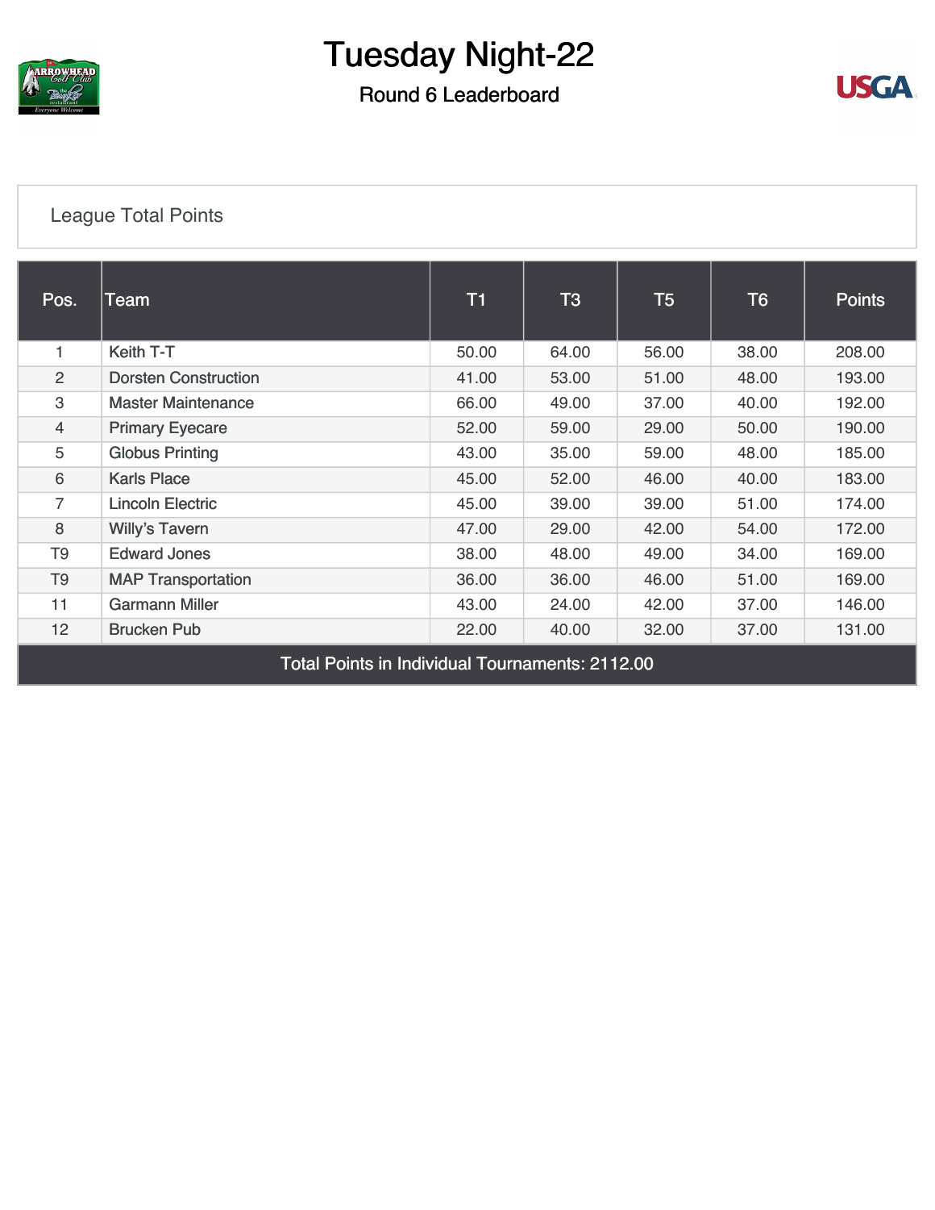# Tuesday Night-22

## Round 6 Leaderboard

League Total Points

| Pos. | Team | T1 | T3 | T5 | T6 | Points |
| --- | --- | --- | --- | --- | --- | --- |
| 1 | Keith T-T | 50.00 | 64.00 | 56.00 | 38.00 | 208.00 |
| 2 | Dorsten Construction | 41.00 | 53.00 | 51.00 | 48.00 | 193.00 |
| 3 | Master Maintenance | 66.00 | 49.00 | 37.00 | 40.00 | 192.00 |
| 4 | Primary Eyecare | 52.00 | 59.00 | 29.00 | 50.00 | 190.00 |
| 5 | Globus Printing | 43.00 | 35.00 | 59.00 | 48.00 | 185.00 |
| 6 | Karls Place | 45.00 | 52.00 | 46.00 | 40.00 | 183.00 |
| 7 | Lincoln Electric | 45.00 | 39.00 | 39.00 | 51.00 | 174.00 |
| 8 | Willy's Tavern | 47.00 | 29.00 | 42.00 | 54.00 | 172.00 |
| T9 | Edward Jones | 38.00 | 48.00 | 49.00 | 34.00 | 169.00 |
| T9 | MAP Transportation | 36.00 | 36.00 | 46.00 | 51.00 | 169.00 |
| 11 | Garmann Miller | 43.00 | 24.00 | 42.00 | 37.00 | 146.00 |
| 12 | Brucken Pub | 22.00 | 40.00 | 32.00 | 37.00 | 131.00 |

Total Points in Individual Tournaments: 2112.00